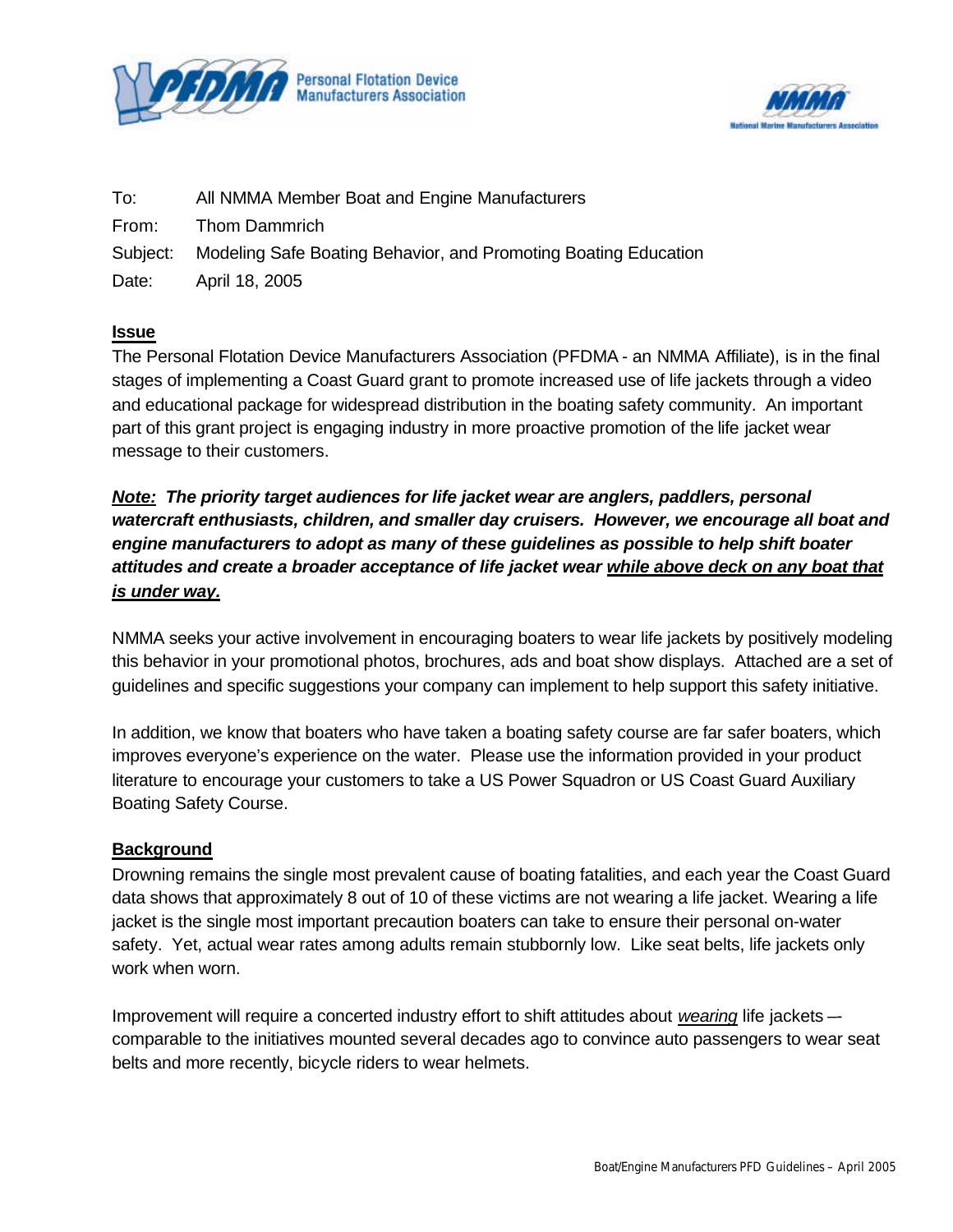Personal Flotation Device Manufacturers Association

National Marine Manufacturers Association

To: All NMMA Member Boat and Engine Manufacturers

From: Thom Dammrich

Subject: Modeling Safe Boating Behavior, and Promoting Boating Education

Date: April 18, 2005

## Issue

The Personal Flotation Device Manufacturers Association (PFDMA - an NMMA Affiliate), is in the final stages of implementing a Coast Guard grant to promote increased use of life jackets through a video and educational package for widespread distribution in the boating safety community. An important part of this grant project is engaging industry in more proactive promotion of the life jacket wear message to their customers.

***Note:* The priority target audiences for life jacket wear are anglers, paddlers, personal watercraft enthusiasts, children, and smaller day cruisers. However, we encourage all boat and engine manufacturers to adopt as many of these guidelines as possible to help shift boater attitudes and create a broader acceptance of life jacket wear while above deck on any boat that is under way.**

NMMA seeks your active involvement in encouraging boaters to wear life jackets by positively modeling this behavior in your promotional photos, brochures, ads and boat show displays. Attached are a set of guidelines and specific suggestions your company can implement to help support this safety initiative.

In addition, we know that boaters who have taken a boating safety course are far safer boaters, which improves everyone's experience on the water. Please use the information provided in your product literature to encourage your customers to take a US Power Squadron or US Coast Guard Auxiliary Boating Safety Course.

## Background

Drowning remains the single most prevalent cause of boating fatalities, and each year the Coast Guard data shows that approximately 8 out of 10 of these victims are not wearing a life jacket. Wearing a life jacket is the single most important precaution boaters can take to ensure their personal on-water safety. Yet, actual wear rates among adults remain stubbornly low. Like seat belts, life jackets only work when worn.

Improvement will require a concerted industry effort to shift attitudes about *wearing* life jackets — comparable to the initiatives mounted several decades ago to convince auto passengers to wear seat belts and more recently, bicycle riders to wear helmets.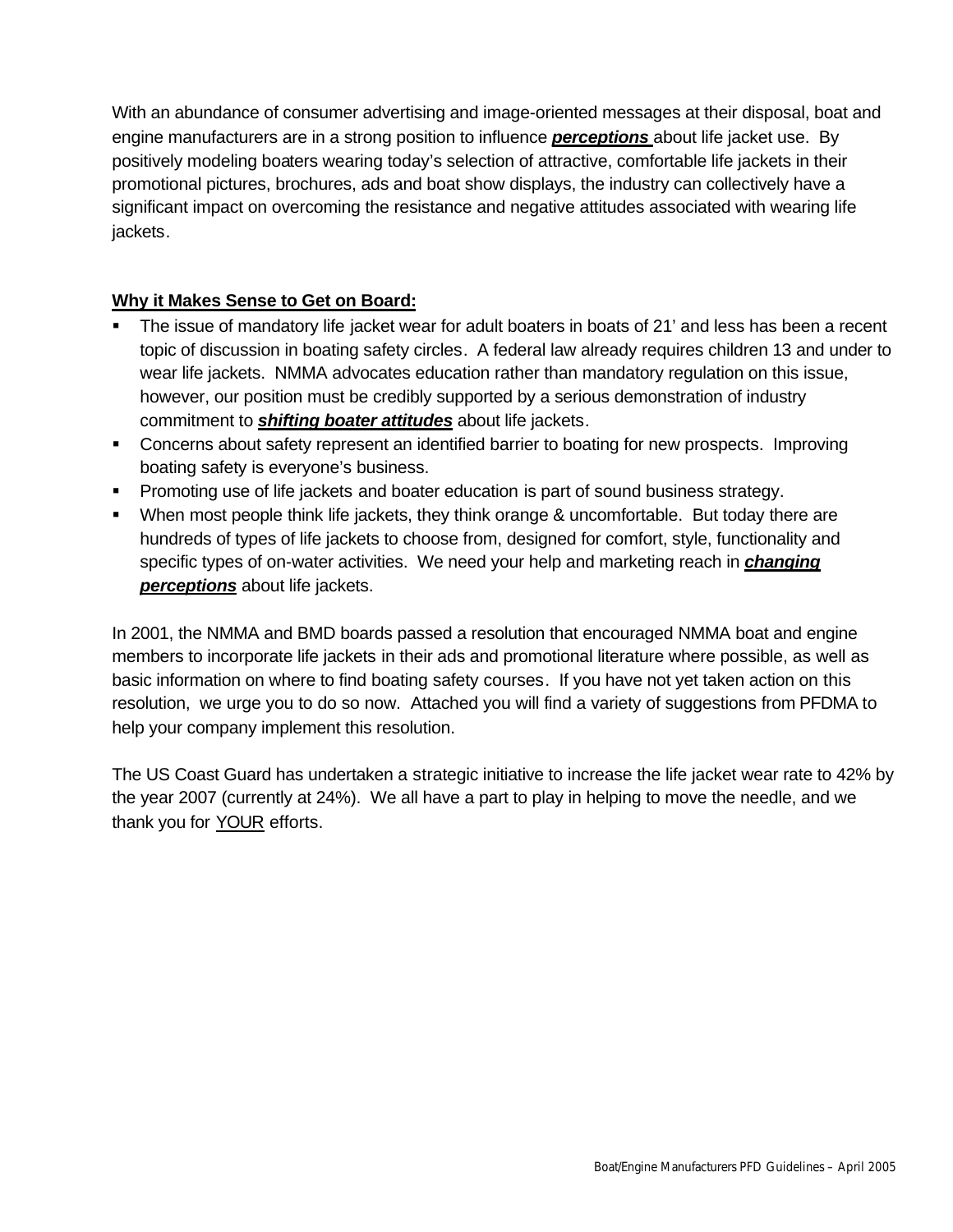With an abundance of consumer advertising and image-oriented messages at their disposal, boat and engine manufacturers are in a strong position to influence ***perceptions*** about life jacket use. By positively modeling boaters wearing today's selection of attractive, comfortable life jackets in their promotional pictures, brochures, ads and boat show displays, the industry can collectively have a significant impact on overcoming the resistance and negative attitudes associated with wearing life jackets.

**Why it Makes Sense to Get on Board:**

- The issue of mandatory life jacket wear for adult boaters in boats of 21' and less has been a recent topic of discussion in boating safety circles. A federal law already requires children 13 and under to wear life jackets. NMMA advocates education rather than mandatory regulation on this issue, however, our position must be credibly supported by a serious demonstration of industry commitment to ***shifting boater attitudes*** about life jackets.
- Concerns about safety represent an identified barrier to boating for new prospects. Improving boating safety is everyone's business.
- Promoting use of life jackets and boater education is part of sound business strategy.
- When most people think life jackets, they think orange & uncomfortable. But today there are hundreds of types of life jackets to choose from, designed for comfort, style, functionality and specific types of on-water activities. We need your help and marketing reach in ***changing perceptions*** about life jackets.

In 2001, the NMMA and BMD boards passed a resolution that encouraged NMMA boat and engine members to incorporate life jackets in their ads and promotional literature where possible, as well as basic information on where to find boating safety courses. If you have not yet taken action on this resolution, we urge you to do so now. Attached you will find a variety of suggestions from PFDMA to help your company implement this resolution.

The US Coast Guard has undertaken a strategic initiative to increase the life jacket wear rate to 42% by the year 2007 (currently at 24%). We all have a part to play in helping to move the needle, and we thank you for YOUR efforts.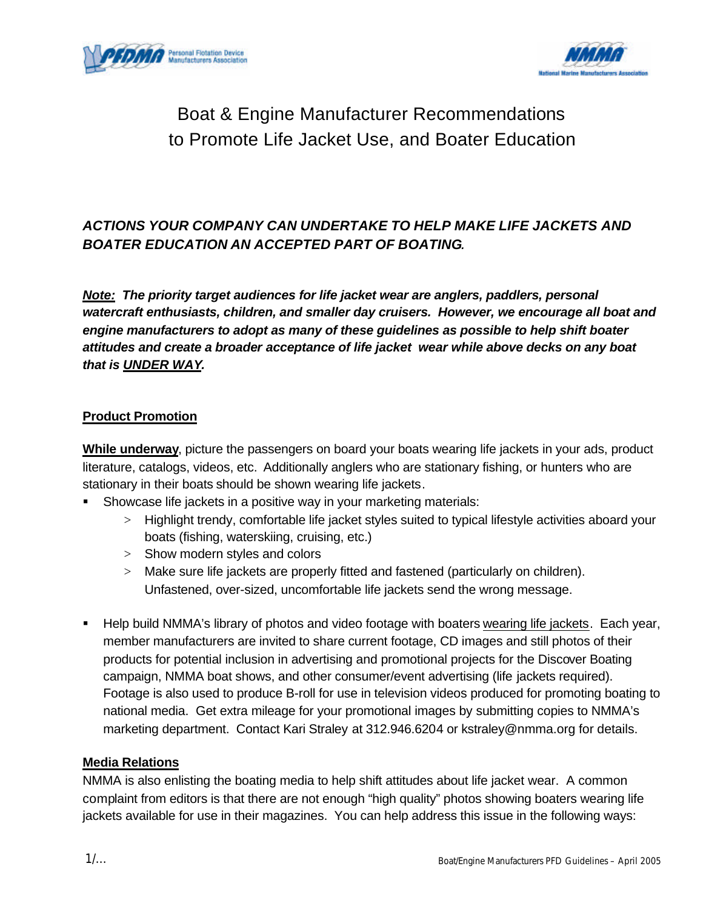# Boat & Engine Manufacturer Recommendations to Promote Life Jacket Use, and Boater Education

***ACTIONS YOUR COMPANY CAN UNDERTAKE TO HELP MAKE LIFE JACKETS AND BOATER EDUCATION AN ACCEPTED PART OF BOATING.***

***<u>Note:</u> The priority target audiences for life jacket wear are anglers, paddlers, personal watercraft enthusiasts, children, and smaller day cruisers. However, we encourage all boat and engine manufacturers to adopt as many of these guidelines as possible to help shift boater attitudes and create a broader acceptance of life jacket wear while above decks on any boat that is <u>UNDER WAY</u>.***

## <u>Product Promotion</u>

**<u>While underway</u>**, picture the passengers on board your boats wearing life jackets in your ads, product literature, catalogs, videos, etc. Additionally anglers who are stationary fishing, or hunters who are stationary in their boats should be shown wearing life jackets.

- Showcase life jackets in a positive way in your marketing materials:
  - Highlight trendy, comfortable life jacket styles suited to typical lifestyle activities aboard your boats (fishing, waterskiing, cruising, etc.)
  - Show modern styles and colors
  - Make sure life jackets are properly fitted and fastened (particularly on children). Unfastened, over-sized, uncomfortable life jackets send the wrong message.

- Help build NMMA's library of photos and video footage with boaters <u>wearing life jackets</u>. Each year, member manufacturers are invited to share current footage, CD images and still photos of their products for potential inclusion in advertising and promotional projects for the Discover Boating campaign, NMMA boat shows, and other consumer/event advertising (life jackets required). Footage is also used to produce B-roll for use in television videos produced for promoting boating to national media. Get extra mileage for your promotional images by submitting copies to NMMA's marketing department. Contact Kari Straley at 312.946.6204 or kstraley@nmma.org for details.

## <u>Media Relations</u>

NMMA is also enlisting the boating media to help shift attitudes about life jacket wear. A common complaint from editors is that there are not enough "high quality" photos showing boaters wearing life jackets available for use in their magazines. You can help address this issue in the following ways: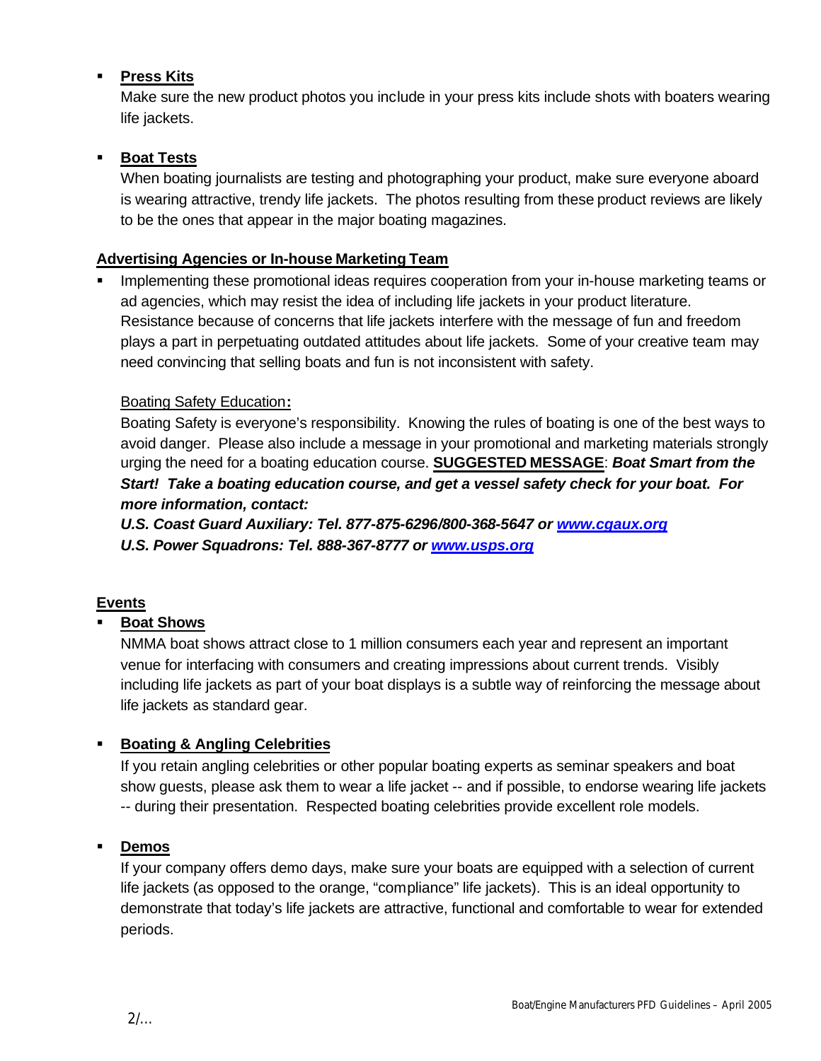- **Press Kits**

  Make sure the new product photos you include in your press kits include shots with boaters wearing life jackets.

- **Boat Tests**

  When boating journalists are testing and photographing your product, make sure everyone aboard is wearing attractive, trendy life jackets. The photos resulting from these product reviews are likely to be the ones that appear in the major boating magazines.

**Advertising Agencies or In-house Marketing Team**

- Implementing these promotional ideas requires cooperation from your in-house marketing teams or ad agencies, which may resist the idea of including life jackets in your product literature. Resistance because of concerns that life jackets interfere with the message of fun and freedom plays a part in perpetuating outdated attitudes about life jackets. Some of your creative team may need convincing that selling boats and fun is not inconsistent with safety.

  Boating Safety Education**:**

  Boating Safety is everyone's responsibility. Knowing the rules of boating is one of the best ways to avoid danger. Please also include a message in your promotional and marketing materials strongly urging the need for a boating education course. **SUGGESTED MESSAGE**: ***Boat Smart from the Start! Take a boating education course, and get a vessel safety check for your boat. For more information, contact:***

  ***U.S. Coast Guard Auxiliary: Tel. 877-875-6296/800-368-5647 or [www.cgaux.org](http://www.cgaux.org)***
  ***U.S. Power Squadrons: Tel. 888-367-8777 or [www.usps.org](http://www.usps.org)***

**Events**

- **Boat Shows**

  NMMA boat shows attract close to 1 million consumers each year and represent an important venue for interfacing with consumers and creating impressions about current trends. Visibly including life jackets as part of your boat displays is a subtle way of reinforcing the message about life jackets as standard gear.

- **Boating & Angling Celebrities**

  If you retain angling celebrities or other popular boating experts as seminar speakers and boat show guests, please ask them to wear a life jacket -- and if possible, to endorse wearing life jackets -- during their presentation. Respected boating celebrities provide excellent role models.

- **Demos**

  If your company offers demo days, make sure your boats are equipped with a selection of current life jackets (as opposed to the orange, "compliance" life jackets). This is an ideal opportunity to demonstrate that today's life jackets are attractive, functional and comfortable to wear for extended periods.

2/...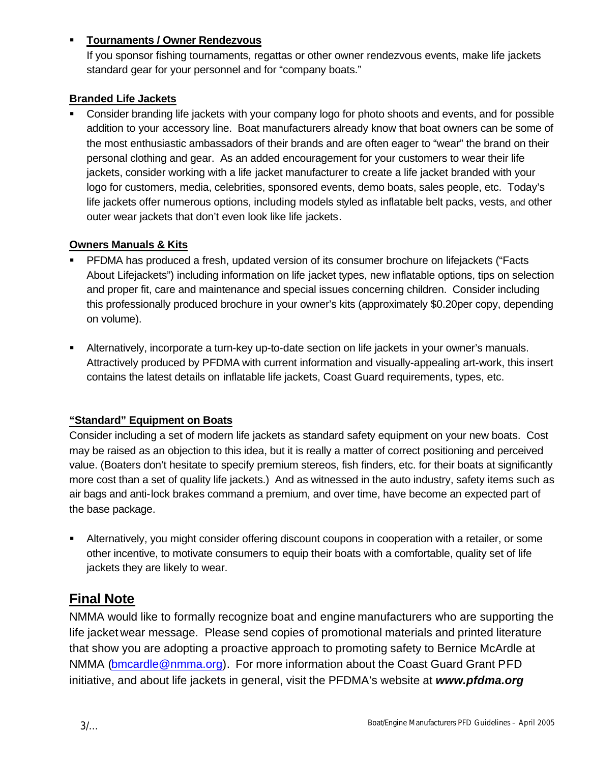- **Tournaments / Owner Rendezvous**

  If you sponsor fishing tournaments, regattas or other owner rendezvous events, make life jackets standard gear for your personnel and for "company boats."

**Branded Life Jackets**

- Consider branding life jackets with your company logo for photo shoots and events, and for possible addition to your accessory line. Boat manufacturers already know that boat owners can be some of the most enthusiastic ambassadors of their brands and are often eager to "wear" the brand on their personal clothing and gear. As an added encouragement for your customers to wear their life jackets, consider working with a life jacket manufacturer to create a life jacket branded with your logo for customers, media, celebrities, sponsored events, demo boats, sales people, etc. Today's life jackets offer numerous options, including models styled as inflatable belt packs, vests, and other outer wear jackets that don't even look like life jackets.

**Owners Manuals & Kits**

- PFDMA has produced a fresh, updated version of its consumer brochure on lifejackets ("Facts About Lifejackets") including information on life jacket types, new inflatable options, tips on selection and proper fit, care and maintenance and special issues concerning children. Consider including this professionally produced brochure in your owner's kits (approximately $0.20per copy, depending on volume).

- Alternatively, incorporate a turn-key up-to-date section on life jackets in your owner's manuals. Attractively produced by PFDMA with current information and visually-appealing art-work, this insert contains the latest details on inflatable life jackets, Coast Guard requirements, types, etc.

**"Standard" Equipment on Boats**

Consider including a set of modern life jackets as standard safety equipment on your new boats. Cost may be raised as an objection to this idea, but it is really a matter of correct positioning and perceived value. (Boaters don't hesitate to specify premium stereos, fish finders, etc. for their boats at significantly more cost than a set of quality life jackets.) And as witnessed in the auto industry, safety items such as air bags and anti-lock brakes command a premium, and over time, have become an expected part of the base package.

- Alternatively, you might consider offering discount coupons in cooperation with a retailer, or some other incentive, to motivate consumers to equip their boats with a comfortable, quality set of life jackets they are likely to wear.

## Final Note

NMMA would like to formally recognize boat and engine manufacturers who are supporting the life jacket wear message. Please send copies of promotional materials and printed literature that show you are adopting a proactive approach to promoting safety to Bernice McArdle at NMMA (bmcardle@nmma.org). For more information about the Coast Guard Grant PFD initiative, and about life jackets in general, visit the PFDMA's website at ***www.pfdma.org***